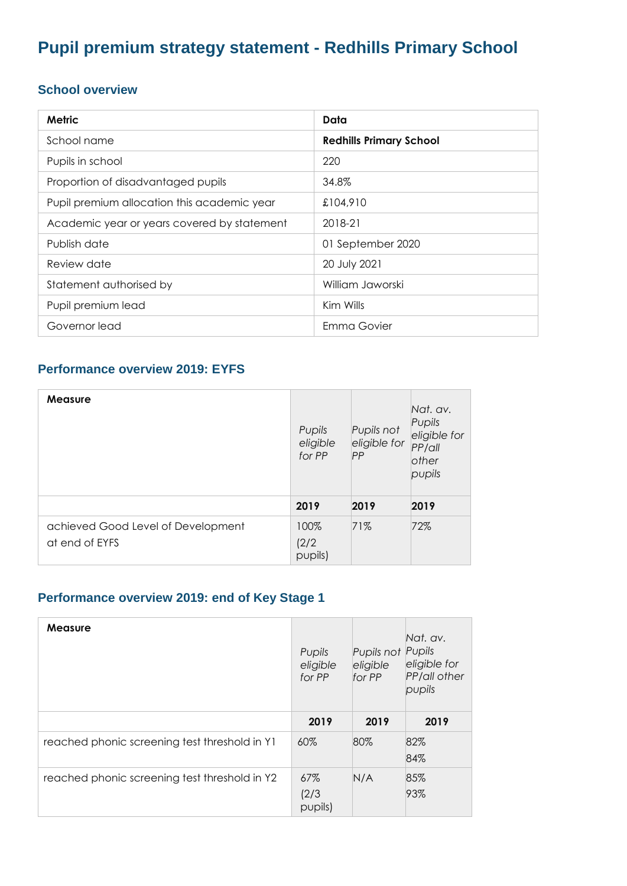# Pupil premium strategy statement - Redhills Primary School

## School overview

| Metric | Data |
|---|---|
| School name | **Redhills Primary School** |
| Pupils in school | 220 |
| Proportion of disadvantaged pupils | 34.8% |
| Pupil premium allocation this academic year | £104,910 |
| Academic year or years covered by statement | 2018-21 |
| Publish date | 01 September 2020 |
| Review date | 20 July 2021 |
| Statement authorised by | William Jaworski |
| Pupil premium lead | Kim Wills |
| Governor lead | Emma Govier |

## Performance overview 2019: EYFS

| **Measure** | *Pupils eligible for PP* | *Pupils not eligible for PP* | *Nat. av. Pupils eligible for PP/all other pupils* |
|---|---|---|---|
| | **2019** | **2019** | **2019** |
| achieved Good Level of Development at end of EYFS | 100% (2/2 pupils) | 71% | 72% |

## Performance overview 2019: end of Key Stage 1

| **Measure** | *Pupils eligible for PP* | *Pupils not eligible for PP* | *Nat. av. Pupils eligible for PP/all other pupils* |
|---|---|---|---|
| | **2019** | **2019** | **2019** |
| reached phonic screening test threshold in Y1 | 60% | 80% | 82% 84% |
| reached phonic screening test threshold in Y2 | 67% (2/3 pupils) | N/A | 85% 93% |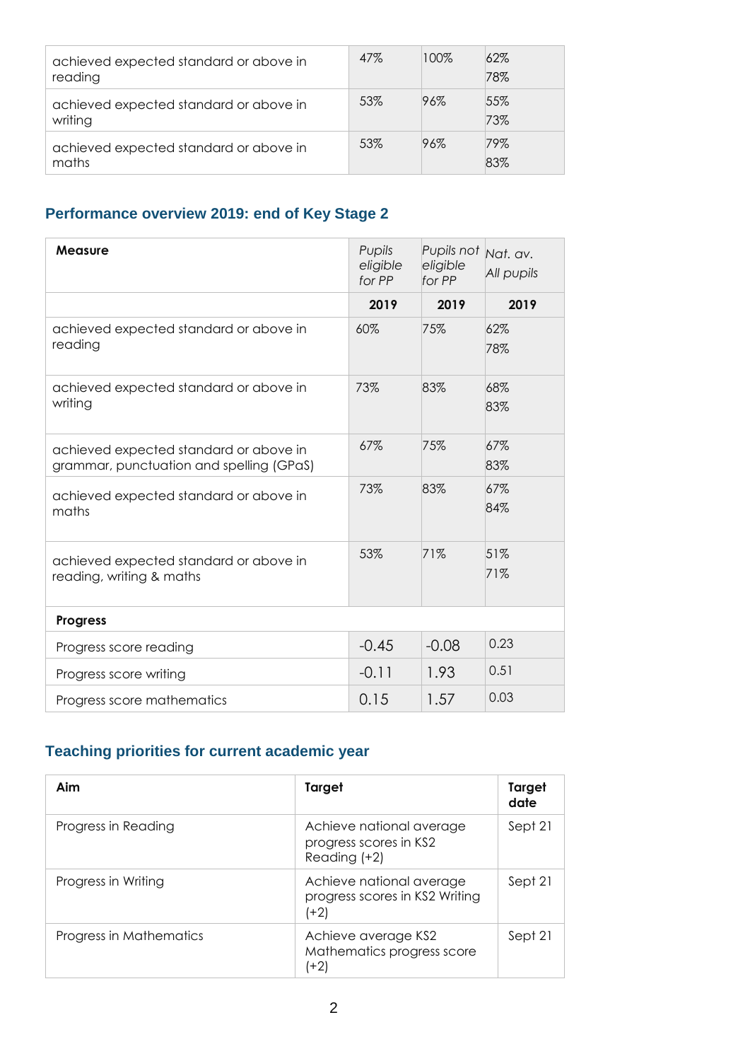| | | | |
|---|---|---|---|
| achieved expected standard or above in reading | 47% | 100% | 62%<br>78% |
| achieved expected standard or above in writing | 53% | 96% | 55%<br>73% |
| achieved expected standard or above in maths | 53% | 96% | 79%<br>83% |

## Performance overview 2019: end of Key Stage 2

| **Measure** | *Pupils eligible for PP* | *Pupils not eligible for PP* | *Nat. av. All pupils* |
|---|---|---|---|
| | **2019** | **2019** | **2019** |
| achieved expected standard or above in reading | 60% | 75% | 62%<br>78% |
| achieved expected standard or above in writing | 73% | 83% | 68%<br>83% |
| achieved expected standard or above in grammar, punctuation and spelling (GPaS) | 67% | 75% | 67%<br>83% |
| achieved expected standard or above in maths | 73% | 83% | 67%<br>84% |
| achieved expected standard or above in reading, writing & maths | 53% | 71% | 51%<br>71% |
| **Progress** | | | |
| Progress score reading | -0.45 | -0.08 | 0.23 |
| Progress score writing | -0.11 | 1.93 | 0.51 |
| Progress score mathematics | 0.15 | 1.57 | 0.03 |

## Teaching priorities for current academic year

| **Aim** | **Target** | **Target date** |
|---|---|---|
| Progress in Reading | Achieve national average progress scores in KS2 Reading (+2) | Sept 21 |
| Progress in Writing | Achieve national average progress scores in KS2 Writing (+2) | Sept 21 |
| Progress in Mathematics | Achieve average KS2 Mathematics progress score (+2) | Sept 21 |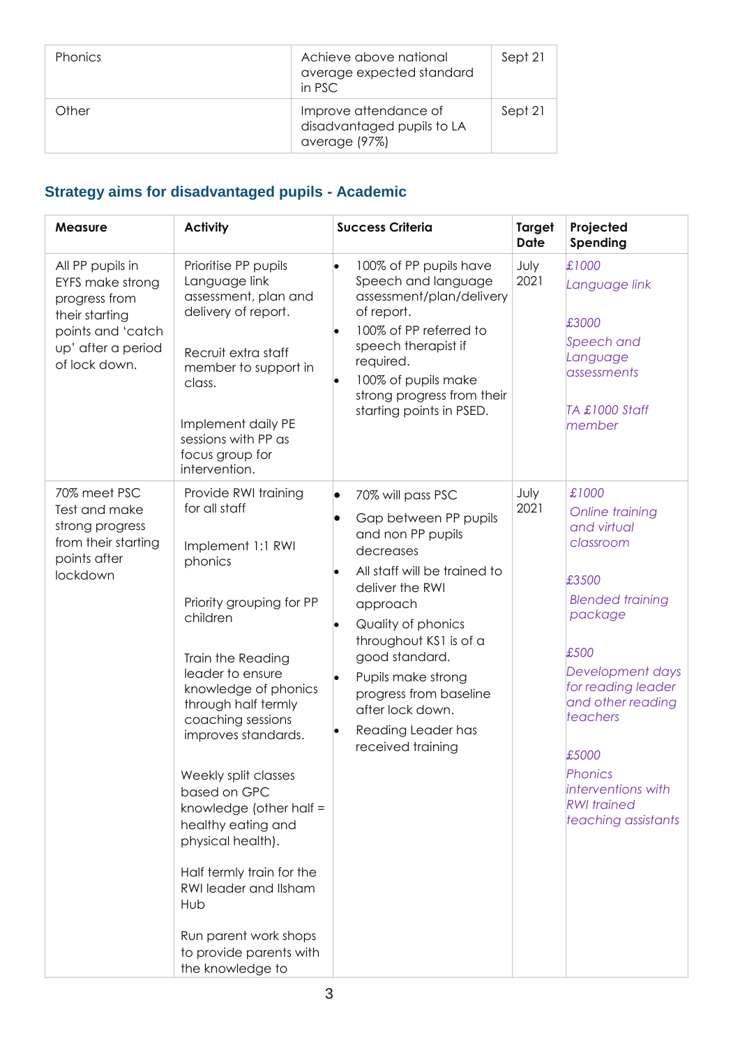| Phonics | Achieve above national average expected standard in PSC | Sept 21 |
|---|---|---|
| Other | Improve attendance of disadvantaged pupils to LA average (97%) | Sept 21 |

## Strategy aims for disadvantaged pupils - Academic

| Measure | Activity | Success Criteria | Target Date | Projected Spending |
|---|---|---|---|---|
| All PP pupils in EYFS make strong progress from their starting points and 'catch up' after a period of lock down. | Prioritise PP pupils Language link assessment, plan and delivery of report.<br><br>Recruit extra staff member to support in class.<br><br>Implement daily PE sessions with PP as focus group for intervention. | • 100% of PP pupils have Speech and language assessment/plan/delivery of report.<br>• 100% of PP referred to speech therapist if required.<br>• 100% of pupils make strong progress from their starting points in PSED. | July 2021 | *£1000*<br>*Language link*<br><br>*£3000*<br>*Speech and Language assessments*<br><br>*TA £1000 Staff member* |
| 70% meet PSC Test and make strong progress from their starting points after lockdown | Provide RWI training for all staff<br><br>Implement 1:1 RWI phonics<br><br>Priority grouping for PP children<br><br>Train the Reading leader to ensure knowledge of phonics through half termly coaching sessions improves standards.<br><br>Weekly split classes based on GPC knowledge (other half = healthy eating and physical health).<br><br>Half termly train for the RWI leader and Ilsham Hub<br><br>Run parent work shops to provide parents with the knowledge to | • 70% will pass PSC<br>• Gap between PP pupils and non PP pupils decreases<br>• All staff will be trained to deliver the RWI approach<br>• Quality of phonics throughout KS1 is of a good standard.<br>• Pupils make strong progress from baseline after lock down.<br>• Reading Leader has received training | July 2021 | *£1000*<br>*Online training and virtual classroom*<br><br>*£3500*<br>*Blended training package*<br><br>*£500*<br>*Development days for reading leader and other reading teachers*<br><br>*£5000*<br>*Phonics interventions with RWI trained teaching assistants* |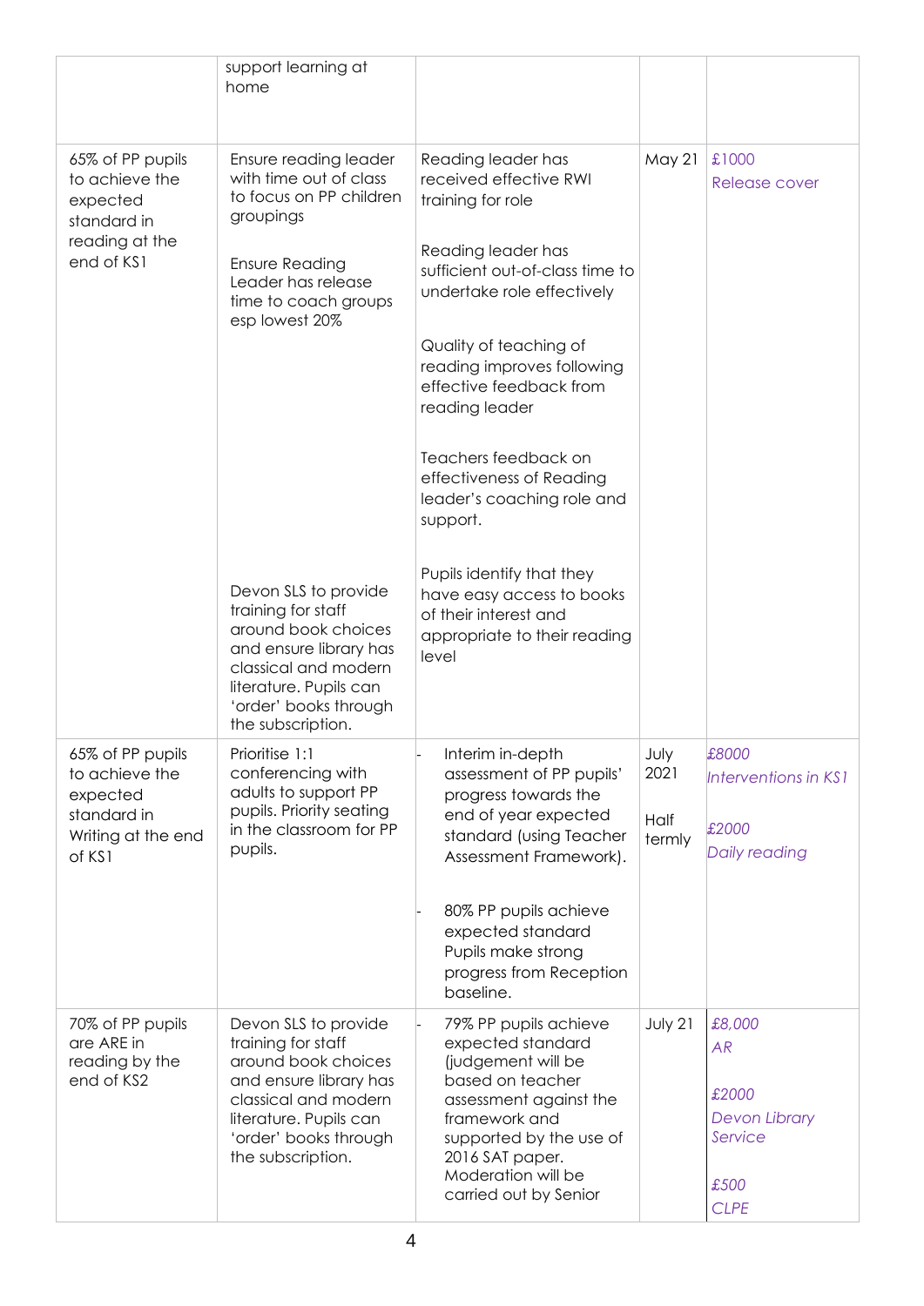| | | | | |
|---|---|---|---|---|
| | support learning at home | | | |
| 65% of PP pupils to achieve the expected standard in reading at the end of KS1 | Ensure reading leader with time out of class to focus on PP children groupings<br><br>Ensure Reading Leader has release time to coach groups esp lowest 20%<br><br>Devon SLS to provide training for staff around book choices and ensure library has classical and modern literature. Pupils can 'order' books through the subscription. | Reading leader has received effective RWI training for role<br><br>Reading leader has sufficient out-of-class time to undertake role effectively<br><br>Quality of teaching of reading improves following effective feedback from reading leader<br><br>Teachers feedback on effectiveness of Reading leader's coaching role and support.<br><br>Pupils identify that they have easy access to books of their interest and appropriate to their reading level | May 21 | £1000<br>Release cover |
| 65% of PP pupils to achieve the expected standard in Writing at the end of KS1 | Prioritise 1:1 conferencing with adults to support PP pupils. Priority seating in the classroom for PP pupils. | - Interim in-depth assessment of PP pupils' progress towards the end of year expected standard (using Teacher Assessment Framework).<br><br>- 80% PP pupils achieve expected standard Pupils make strong progress from Reception baseline. | July 2021<br><br>Half termly | *£8000*<br>*Interventions in KS1*<br><br>*£2000*<br>*Daily reading* |
| 70% of PP pupils are ARE in reading by the end of KS2 | Devon SLS to provide training for staff around book choices and ensure library has classical and modern literature. Pupils can 'order' books through the subscription. | - 79% PP pupils achieve expected standard (judgement will be based on teacher assessment against the framework and supported by the use of 2016 SAT paper. Moderation will be carried out by Senior | July 21 | *£8,000*<br>*AR*<br><br>*£2000*<br>*Devon Library Service*<br><br>*£500*<br>*CLPE* |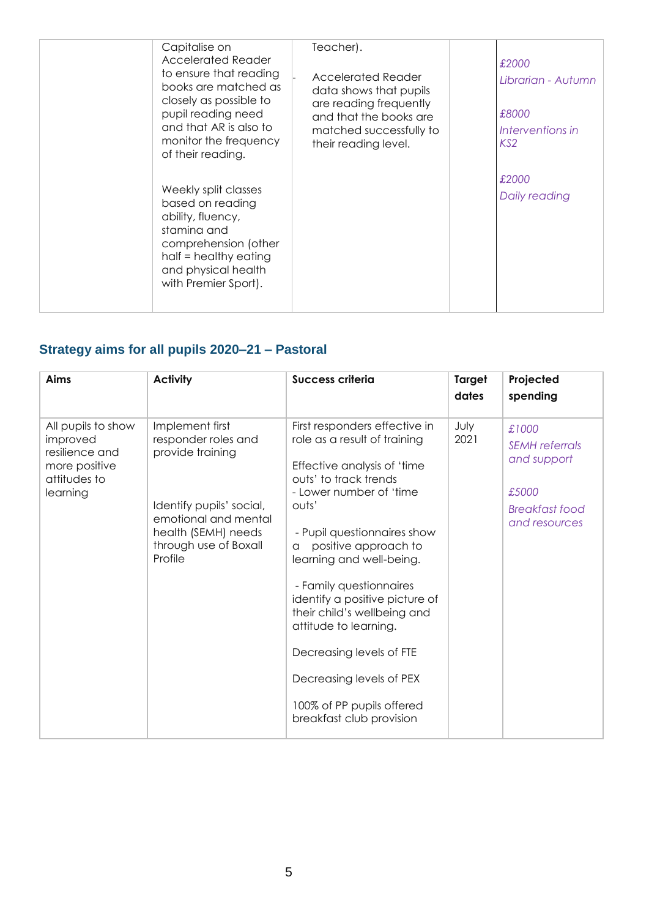| | Capitalise on Accelerated Reader to ensure that reading books are matched as closely as possible to pupil reading need and that AR is also to monitor the frequency of their reading.<br><br>Weekly split classes based on reading ability, fluency, stamina and comprehension (other half = healthy eating and physical health with Premier Sport). | Teacher).<br><br>- Accelerated Reader data shows that pupils are reading frequently and that the books are matched successfully to their reading level. | | *£2000*<br>*Librarian - Autumn*<br><br>*£8000*<br>*Interventions in KS2*<br><br>*£2000*<br>*Daily reading* |
|---|---|---|---|---|

## Strategy aims for all pupils 2020–21 – Pastoral

| Aims | Activity | Success criteria | Target dates | Projected spending |
|---|---|---|---|---|
| All pupils to show improved resilience and more positive attitudes to learning | Implement first responder roles and provide training<br><br>Identify pupils' social, emotional and mental health (SEMH) needs through use of Boxall Profile | First responders effective in role as a result of training<br><br>Effective analysis of 'time outs' to track trends<br>- Lower number of 'time outs'<br><br>- Pupil questionnaires show a positive approach to learning and well-being.<br><br>- Family questionnaires identify a positive picture of their child's wellbeing and attitude to learning.<br><br>Decreasing levels of FTE<br><br>Decreasing levels of PEX<br><br>100% of PP pupils offered breakfast club provision | July 2021 | *£1000*<br>*SEMH referrals and support*<br><br>*£5000*<br>*Breakfast food and resources* |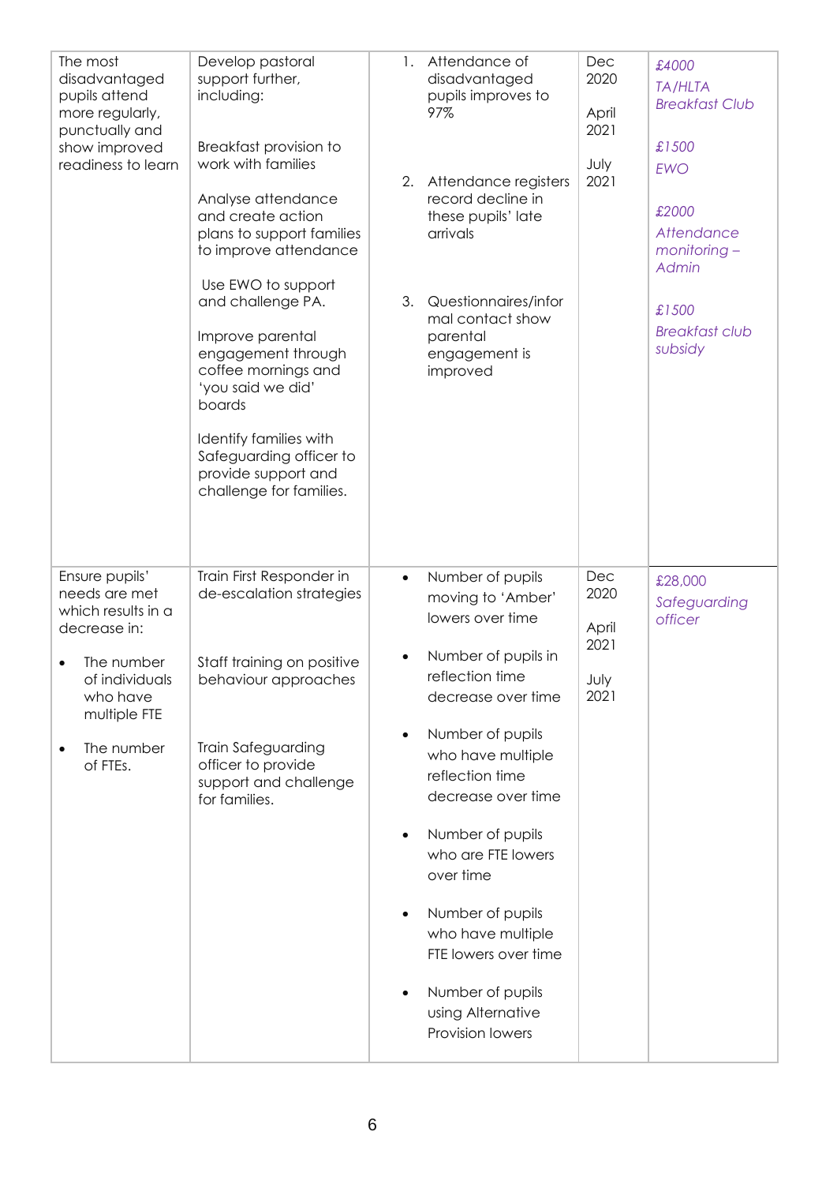| | | | | |
|---|---|---|---|---|
| The most disadvantaged pupils attend more regularly, punctually and show improved readiness to learn | Develop pastoral support further, including:<br><br>Breakfast provision to work with families<br><br>Analyse attendance and create action plans to support families to improve attendance<br><br>Use EWO to support and challenge PA.<br><br>Improve parental engagement through coffee mornings and 'you said we did' boards<br><br>Identify families with Safeguarding officer to provide support and challenge for families. | 1. Attendance of disadvantaged pupils improves to 97%<br><br>2. Attendance registers record decline in these pupils' late arrivals<br><br>3. Questionnaires/informal contact show parental engagement is improved | Dec 2020<br><br>April 2021<br><br>July 2021 | *£4000*<br>*TA/HLTA Breakfast Club*<br><br>*£1500*<br>*EWO*<br><br>*£2000*<br>*Attendance monitoring – Admin*<br><br>*£1500*<br>*Breakfast club subsidy* |
| Ensure pupils' needs are met which results in a decrease in:<br><br>• The number of individuals who have multiple FTE<br><br>• The number of FTEs. | Train First Responder in de-escalation strategies<br><br>Staff training on positive behaviour approaches<br><br>Train Safeguarding officer to provide support and challenge for families. | • Number of pupils moving to 'Amber' lowers over time<br><br>• Number of pupils in reflection time decrease over time<br><br>• Number of pupils who have multiple reflection time decrease over time<br><br>• Number of pupils who are FTE lowers over time<br><br>• Number of pupils who have multiple FTE lowers over time<br><br>• Number of pupils using Alternative Provision lowers | Dec 2020<br><br>April 2021<br><br>July 2021 | *£28,000*<br>*Safeguarding officer* |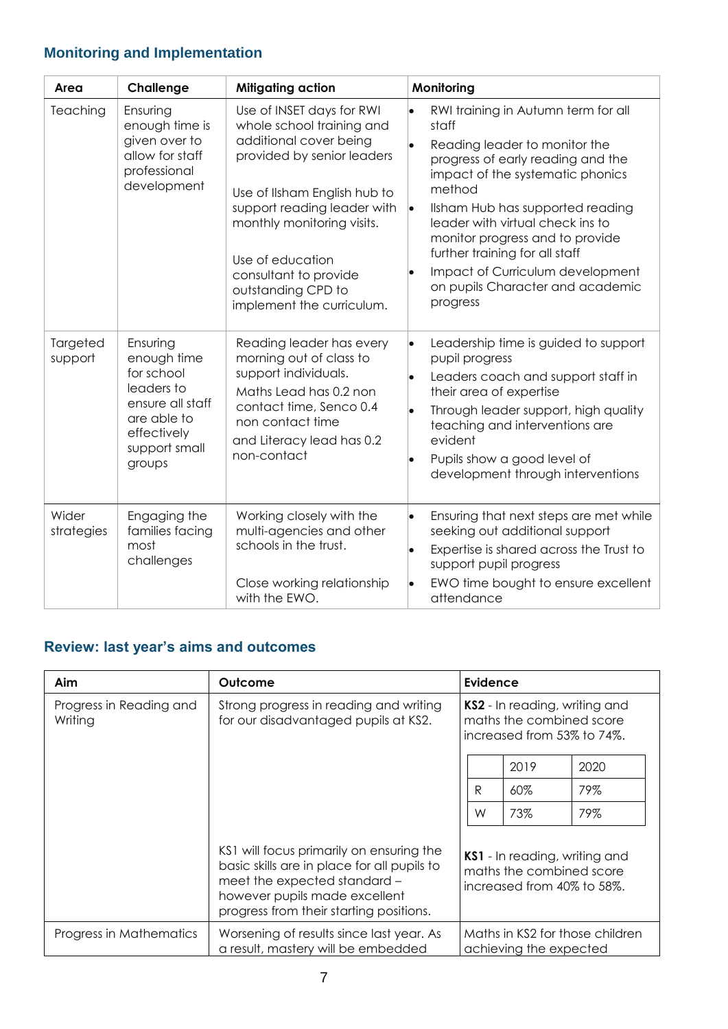## Monitoring and Implementation

| Area | Challenge | Mitigating action | Monitoring |
|---|---|---|---|
| Teaching | Ensuring enough time is given over to allow for staff professional development | Use of INSET days for RWI whole school training and additional cover being provided by senior leaders<br><br>Use of Ilsham English hub to support reading leader with monthly monitoring visits.<br><br>Use of education consultant to provide outstanding CPD to implement the curriculum. | • RWI training in Autumn term for all staff<br>• Reading leader to monitor the progress of early reading and the impact of the systematic phonics method<br>• Ilsham Hub has supported reading leader with virtual check ins to monitor progress and to provide further training for all staff<br>• Impact of Curriculum development on pupils Character and academic progress |
| Targeted support | Ensuring enough time for school leaders to ensure all staff are able to effectively support small groups | Reading leader has every morning out of class to support individuals.<br>Maths Lead has 0.2 non contact time, Senco 0.4 non contact time<br>and Literacy lead has 0.2 non-contact | • Leadership time is guided to support pupil progress<br>• Leaders coach and support staff in their area of expertise<br>• Through leader support, high quality teaching and interventions are evident<br>• Pupils show a good level of development through interventions |
| Wider strategies | Engaging the families facing most challenges | Working closely with the multi-agencies and other schools in the trust.<br><br>Close working relationship with the EWO. | • Ensuring that next steps are met while seeking out additional support<br>• Expertise is shared across the Trust to support pupil progress<br>• EWO time bought to ensure excellent attendance |

## Review: last year's aims and outcomes

| Aim | Outcome | Evidence |
|---|---|---|
| Progress in Reading and Writing | Strong progress in reading and writing for our disadvantaged pupils at KS2. | **KS2** - In reading, writing and maths the combined score increased from 53% to 74%.<br><br>&#124; &#124; 2019 &#124; 2020 &#124;<br>&#124; R &#124; 60% &#124; 79% &#124;<br>&#124; W &#124; 73% &#124; 79% &#124; |
| | KS1 will focus primarily on ensuring the basic skills are in place for all pupils to meet the expected standard – however pupils made excellent progress from their starting positions. | **KS1** - In reading, writing and maths the combined score increased from 40% to 58%. |
| Progress in Mathematics | Worsening of results since last year. As a result, mastery will be embedded | Maths in KS2 for those children achieving the expected |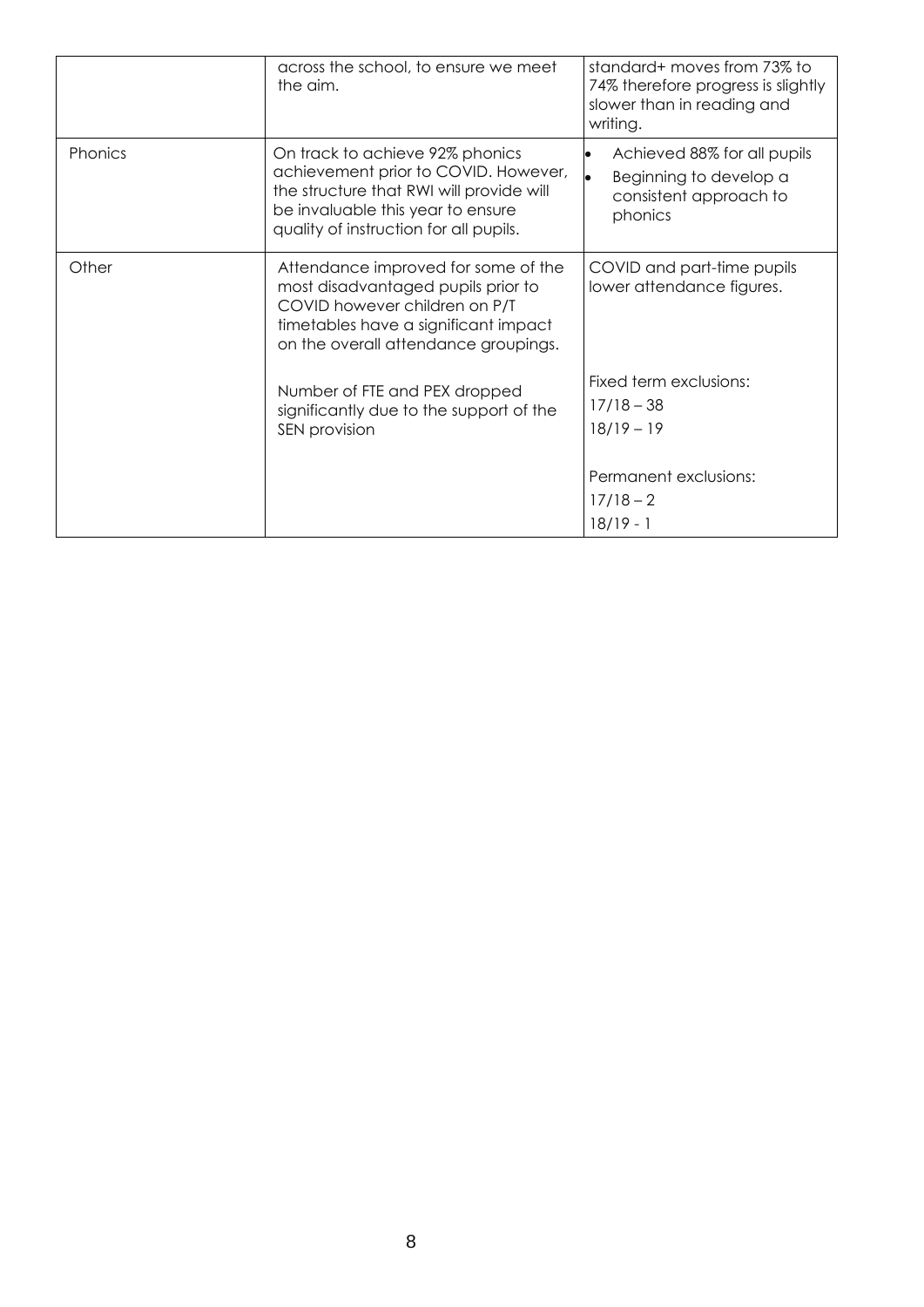| | | |
|---|---|---|
| | across the school, to ensure we meet the aim. | standard+ moves from 73% to 74% therefore progress is slightly slower than in reading and writing. |
| Phonics | On track to achieve 92% phonics achievement prior to COVID. However, the structure that RWI will provide will be invaluable this year to ensure quality of instruction for all pupils. | • Achieved 88% for all pupils<br>• Beginning to develop a consistent approach to phonics |
| Other | Attendance improved for some of the most disadvantaged pupils prior to COVID however children on P/T timetables have a significant impact on the overall attendance groupings.<br><br>Number of FTE and PEX dropped significantly due to the support of the SEN provision | COVID and part-time pupils lower attendance figures.<br><br>Fixed term exclusions:<br>17/18 – 38<br>18/19 – 19<br><br>Permanent exclusions:<br>17/18 – 2<br>18/19 - 1 |